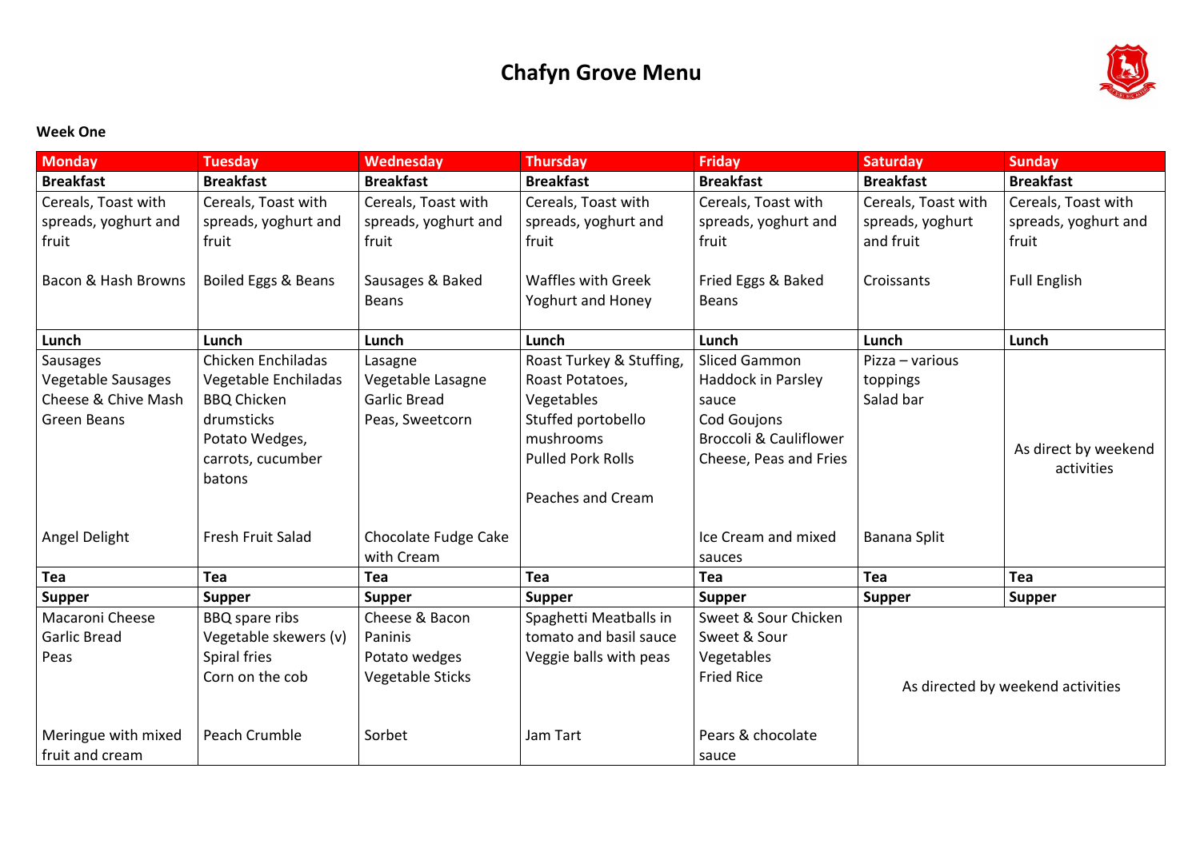# Chafyn Grove Menu

**Week One**

| Monday | Tuesday | Wednesday | Thursday | Friday | Saturday | Sunday |
|---|---|---|---|---|---|---|
| **Breakfast** | **Breakfast** | **Breakfast** | **Breakfast** | **Breakfast** | **Breakfast** | **Breakfast** |
| Cereals, Toast with spreads, yoghurt and fruit<br><br>Bacon & Hash Browns | Cereals, Toast with spreads, yoghurt and fruit<br><br>Boiled Eggs & Beans | Cereals, Toast with spreads, yoghurt and fruit<br><br>Sausages & Baked Beans | Cereals, Toast with spreads, yoghurt and fruit<br><br>Waffles with Greek Yoghurt and Honey | Cereals, Toast with spreads, yoghurt and fruit<br><br>Fried Eggs & Baked Beans | Cereals, Toast with spreads, yoghurt and fruit<br><br>Croissants | Cereals, Toast with spreads, yoghurt and fruit<br><br>Full English |
| **Lunch** | **Lunch** | **Lunch** | **Lunch** | **Lunch** | **Lunch** | **Lunch** |
| Sausages<br>Vegetable Sausages<br>Cheese & Chive Mash<br>Green Beans<br><br>Angel Delight | Chicken Enchiladas<br>Vegetable Enchiladas<br>BBQ Chicken drumsticks<br>Potato Wedges, carrots, cucumber batons<br><br>Fresh Fruit Salad | Lasagne<br>Vegetable Lasagne<br>Garlic Bread<br>Peas, Sweetcorn<br><br>Chocolate Fudge Cake with Cream | Roast Turkey & Stuffing, Roast Potatoes, Vegetables<br>Stuffed portobello mushrooms<br>Pulled Pork Rolls<br><br>Peaches and Cream | Sliced Gammon<br>Haddock in Parsley sauce<br>Cod Goujons<br>Broccoli & Cauliflower Cheese, Peas and Fries<br><br>Ice Cream and mixed sauces | Pizza – various toppings<br>Salad bar<br><br>Banana Split | As direct by weekend activities |
| **Tea** | **Tea** | **Tea** | **Tea** | **Tea** | **Tea** | **Tea** |
| **Supper** | **Supper** | **Supper** | **Supper** | **Supper** | **Supper** | **Supper** |
| Macaroni Cheese<br>Garlic Bread<br>Peas<br><br>Meringue with mixed fruit and cream | BBQ spare ribs<br>Vegetable skewers (v)<br>Spiral fries<br>Corn on the cob<br><br>Peach Crumble | Cheese & Bacon Paninis<br>Potato wedges<br>Vegetable Sticks<br><br>Sorbet | Spaghetti Meatballs in tomato and basil sauce<br>Veggie balls with peas<br><br>Jam Tart | Sweet & Sour Chicken<br>Sweet & Sour Vegetables<br>Fried Rice<br><br>Pears & chocolate sauce | As directed by weekend activities | |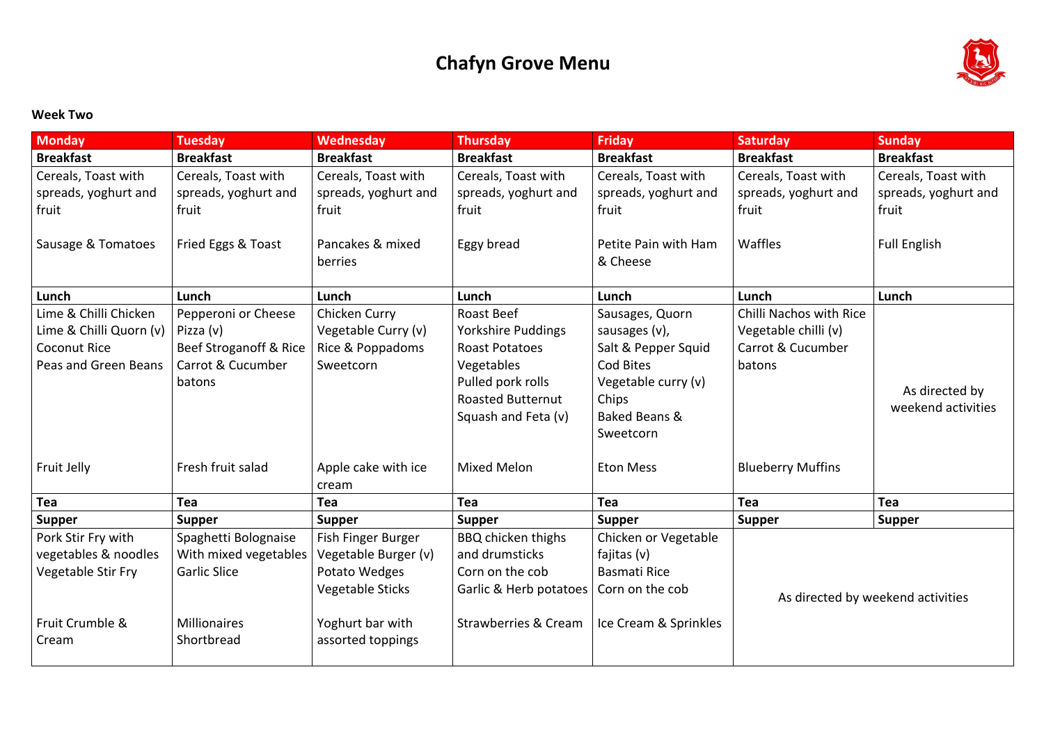# Chafyn Grove Menu

**Week Two**

| Monday | Tuesday | Wednesday | Thursday | Friday | Saturday | Sunday |
|---|---|---|---|---|---|---|
| **Breakfast** | **Breakfast** | **Breakfast** | **Breakfast** | **Breakfast** | **Breakfast** | **Breakfast** |
| Cereals, Toast with spreads, yoghurt and fruit<br><br>Sausage & Tomatoes | Cereals, Toast with spreads, yoghurt and fruit<br><br>Fried Eggs & Toast | Cereals, Toast with spreads, yoghurt and fruit<br><br>Pancakes & mixed berries | Cereals, Toast with spreads, yoghurt and fruit<br><br>Eggy bread | Cereals, Toast with spreads, yoghurt and fruit<br><br>Petite Pain with Ham & Cheese | Cereals, Toast with spreads, yoghurt and fruit<br><br>Waffles | Cereals, Toast with spreads, yoghurt and fruit<br><br>Full English |
| **Lunch** | **Lunch** | **Lunch** | **Lunch** | **Lunch** | **Lunch** | **Lunch** |
| Lime & Chilli Chicken<br>Lime & Chilli Quorn (v)<br>Coconut Rice<br>Peas and Green Beans<br><br>Fruit Jelly | Pepperoni or Cheese Pizza (v)<br>Beef Stroganoff & Rice<br>Carrot & Cucumber batons<br><br>Fresh fruit salad | Chicken Curry<br>Vegetable Curry (v)<br>Rice & Poppadoms<br>Sweetcorn<br><br>Apple cake with ice cream | Roast Beef<br>Yorkshire Puddings<br>Roast Potatoes<br>Vegetables<br>Pulled pork rolls<br>Roasted Butternut Squash and Feta (v)<br><br>Mixed Melon | Sausages, Quorn sausages (v),<br>Salt & Pepper Squid<br>Cod Bites<br>Vegetable curry (v)<br>Chips<br>Baked Beans & Sweetcorn<br><br>Eton Mess | Chilli Nachos with Rice<br>Vegetable chilli (v)<br>Carrot & Cucumber batons<br><br>Blueberry Muffins | As directed by weekend activities |
| **Tea** | **Tea** | **Tea** | **Tea** | **Tea** | **Tea** | **Tea** |
| **Supper** | **Supper** | **Supper** | **Supper** | **Supper** | **Supper** | **Supper** |
| Pork Stir Fry with vegetables & noodles<br>Vegetable Stir Fry<br><br>Fruit Crumble & Cream | Spaghetti Bolognaise With mixed vegetables<br>Garlic Slice<br><br>Millionaires Shortbread | Fish Finger Burger<br>Vegetable Burger (v)<br>Potato Wedges<br>Vegetable Sticks<br><br>Yoghurt bar with assorted toppings | BBQ chicken thighs and drumsticks<br>Corn on the cob<br>Garlic & Herb potatoes<br><br>Strawberries & Cream | Chicken or Vegetable fajitas (v)<br>Basmati Rice<br>Corn on the cob<br><br>Ice Cream & Sprinkles | As directed by weekend activities | |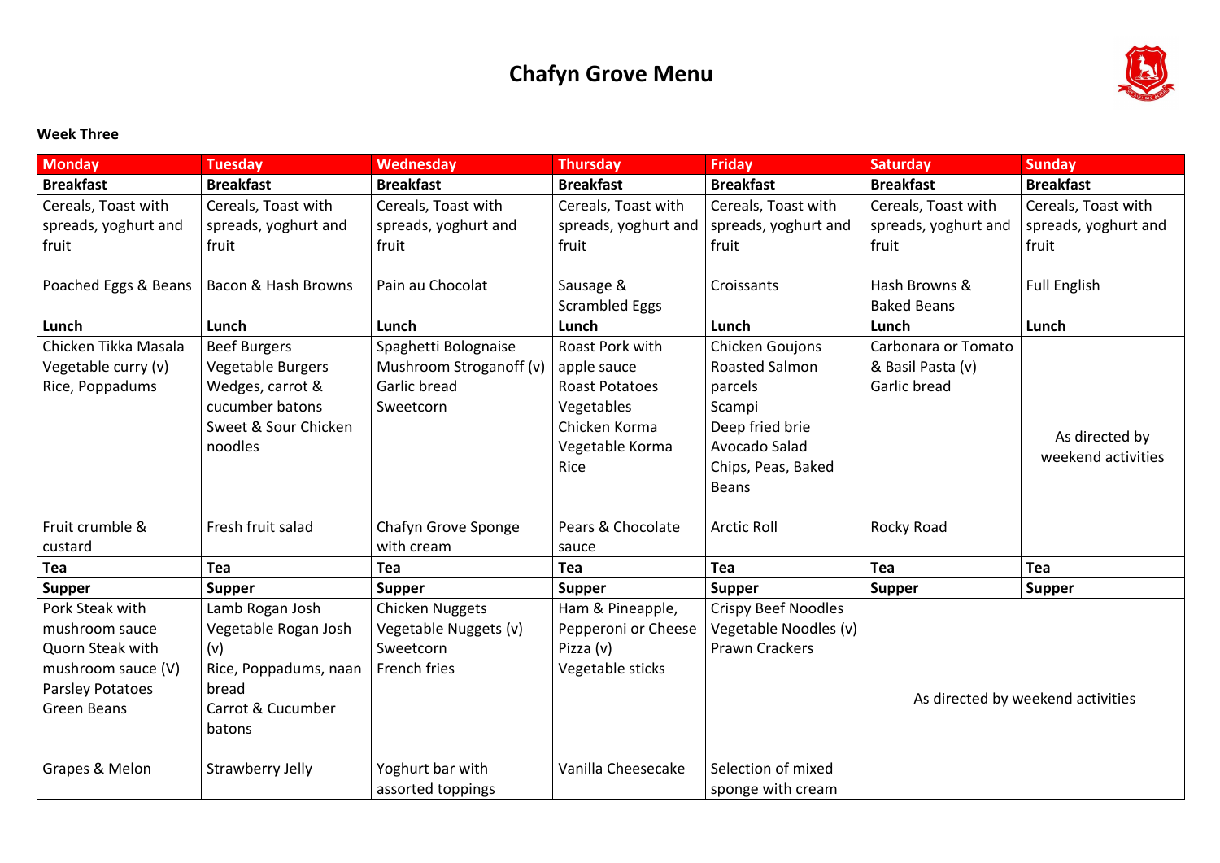# Chafyn Grove Menu

**Week Three**

| Monday | Tuesday | Wednesday | Thursday | Friday | Saturday | Sunday |
|---|---|---|---|---|---|---|
| **Breakfast** | **Breakfast** | **Breakfast** | **Breakfast** | **Breakfast** | **Breakfast** | **Breakfast** |
| Cereals, Toast with spreads, yoghurt and fruit<br><br>Poached Eggs & Beans | Cereals, Toast with spreads, yoghurt and fruit<br><br>Bacon & Hash Browns | Cereals, Toast with spreads, yoghurt and fruit<br><br>Pain au Chocolat | Cereals, Toast with spreads, yoghurt and fruit<br><br>Sausage & Scrambled Eggs | Cereals, Toast with spreads, yoghurt and fruit<br><br>Croissants | Cereals, Toast with spreads, yoghurt and fruit<br><br>Hash Browns & Baked Beans | Cereals, Toast with spreads, yoghurt and fruit<br><br>Full English |
| **Lunch** | **Lunch** | **Lunch** | **Lunch** | **Lunch** | **Lunch** | **Lunch** |
| Chicken Tikka Masala<br>Vegetable curry (v)<br>Rice, Poppadums<br><br>Fruit crumble & custard | Beef Burgers<br>Vegetable Burgers<br>Wedges, carrot & cucumber batons<br>Sweet & Sour Chicken noodles<br><br>Fresh fruit salad | Spaghetti Bolognaise<br>Mushroom Stroganoff (v)<br>Garlic bread<br>Sweetcorn<br><br>Chafyn Grove Sponge with cream | Roast Pork with apple sauce<br>Roast Potatoes<br>Vegetables<br>Chicken Korma<br>Vegetable Korma<br>Rice<br><br>Pears & Chocolate sauce | Chicken Goujons<br>Roasted Salmon parcels<br>Scampi<br>Deep fried brie<br>Avocado Salad<br>Chips, Peas, Baked Beans<br><br>Arctic Roll | Carbonara or Tomato & Basil Pasta (v)<br>Garlic bread<br><br>Rocky Road | As directed by weekend activities |
| **Tea** | **Tea** | **Tea** | **Tea** | **Tea** | **Tea** | **Tea** |
| **Supper** | **Supper** | **Supper** | **Supper** | **Supper** | **Supper** | **Supper** |
| Pork Steak with mushroom sauce<br>Quorn Steak with mushroom sauce (V)<br>Parsley Potatoes<br>Green Beans<br><br>Grapes & Melon | Lamb Rogan Josh<br>Vegetable Rogan Josh (v)<br>Rice, Poppadums, naan bread<br>Carrot & Cucumber batons<br><br>Strawberry Jelly | Chicken Nuggets<br>Vegetable Nuggets (v)<br>Sweetcorn<br>French fries<br><br>Yoghurt bar with assorted toppings | Ham & Pineapple, Pepperoni or Cheese Pizza (v)<br>Vegetable sticks<br><br>Vanilla Cheesecake | Crispy Beef Noodles<br>Vegetable Noodles (v)<br>Prawn Crackers<br><br>Selection of mixed sponge with cream | As directed by weekend activities | |